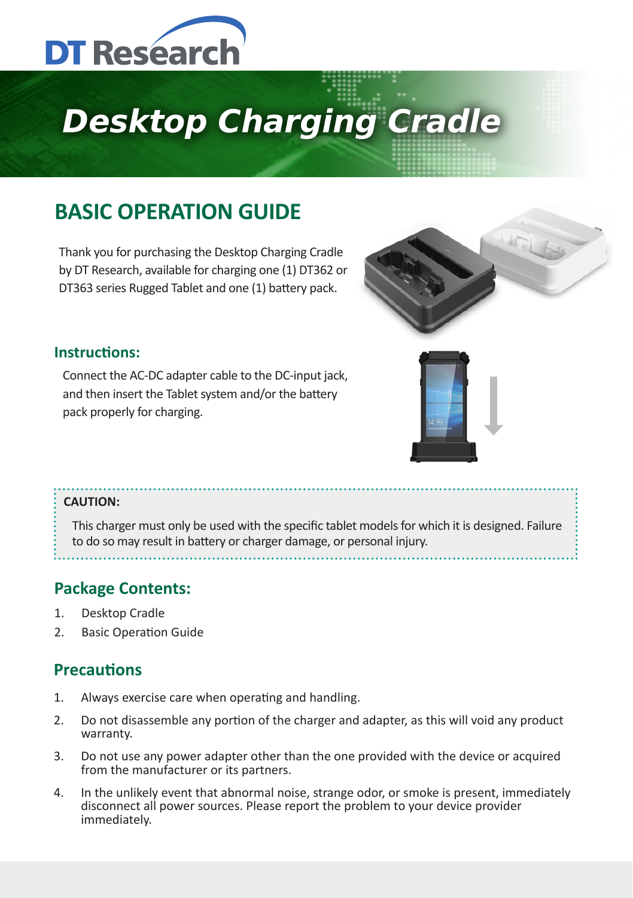DT Research

# Desktop Charging Cradle

## BASIC OPERATION GUIDE

Thank you for purchasing the Desktop Charging Cradle by DT Research, available for charging one (1) DT362 or DT363 series Rugged Tablet and one (1) battery pack.

### Instructions:

Connect the AC-DC adapter cable to the DC-input jack, and then insert the Tablet system and/or the battery pack properly for charging.

**CAUTION:**

This charger must only be used with the specific tablet models for which it is designed. Failure to do so may result in battery or charger damage, or personal injury.

### Package Contents:

1. Desktop Cradle
2. Basic Operation Guide

### Precautions

1. Always exercise care when operating and handling.
2. Do not disassemble any portion of the charger and adapter, as this will void any product warranty.
3. Do not use any power adapter other than the one provided with the device or acquired from the manufacturer or its partners.
4. In the unlikely event that abnormal noise, strange odor, or smoke is present, immediately disconnect all power sources. Please report the problem to your device provider immediately.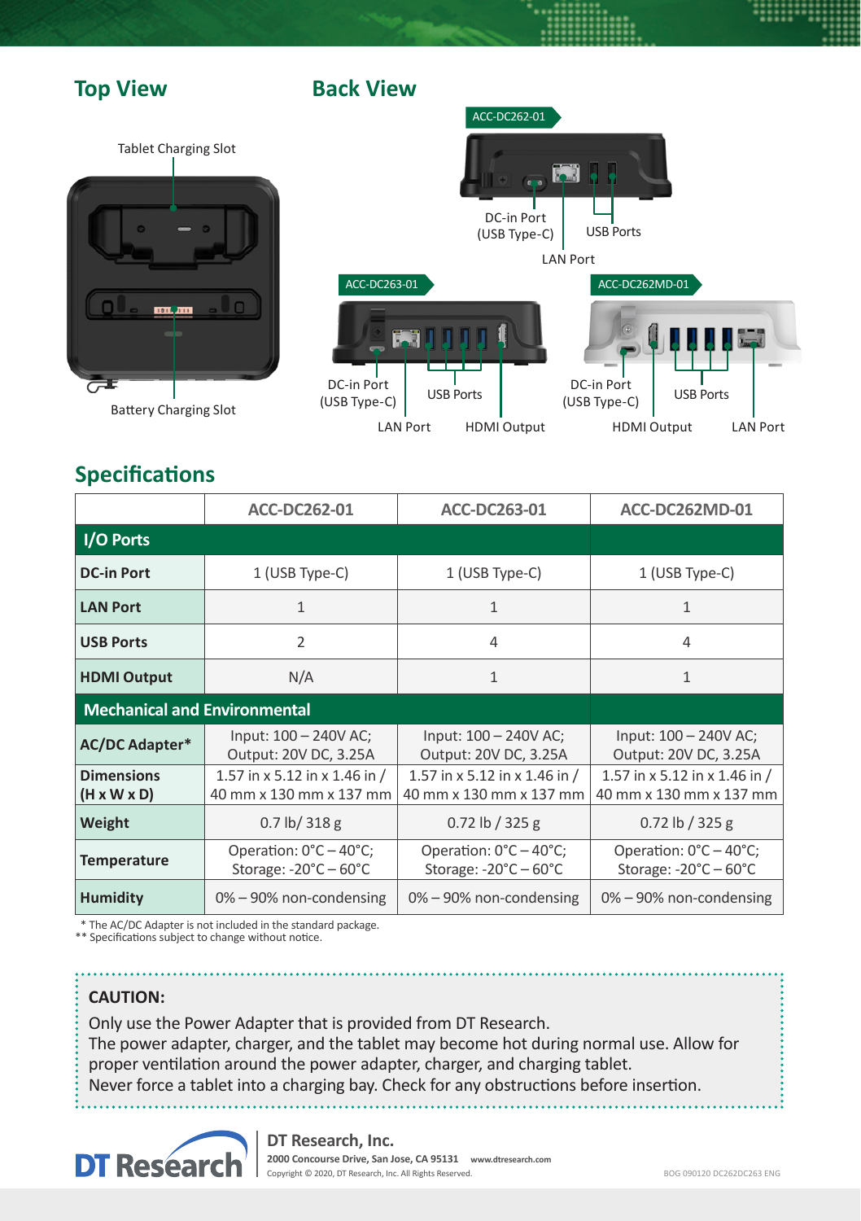## Top View

Tablet Charging Slot

Battery Charging Slot

## Back View

ACC-DC262-01

DC-in Port (USB Type-C)

USB Ports

LAN Port

ACC-DC263-01

DC-in Port (USB Type-C)

USB Ports

LAN Port

HDMI Output

ACC-DC262MD-01

DC-in Port (USB Type-C)

USB Ports

HDMI Output

LAN Port

## Specifications

| | ACC-DC262-01 | ACC-DC263-01 | ACC-DC262MD-01 |
|---|---|---|---|
| **I/O Ports** | | | |
| **DC-in Port** | 1 (USB Type-C) | 1 (USB Type-C) | 1 (USB Type-C) |
| **LAN Port** | 1 | 1 | 1 |
| **USB Ports** | 2 | 4 | 4 |
| **HDMI Output** | N/A | 1 | 1 |
| **Mechanical and Environmental** | | | |
| **AC/DC Adapter*** | Input: 100 – 240V AC; Output: 20V DC, 3.25A | Input: 100 – 240V AC; Output: 20V DC, 3.25A | Input: 100 – 240V AC; Output: 20V DC, 3.25A |
| **Dimensions (H x W x D)** | 1.57 in x 5.12 in x 1.46 in / 40 mm x 130 mm x 137 mm | 1.57 in x 5.12 in x 1.46 in / 40 mm x 130 mm x 137 mm | 1.57 in x 5.12 in x 1.46 in / 40 mm x 130 mm x 137 mm |
| **Weight** | 0.7 lb/ 318 g | 0.72 lb / 325 g | 0.72 lb / 325 g |
| **Temperature** | Operation: 0°C – 40°C; Storage: -20°C – 60°C | Operation: 0°C – 40°C; Storage: -20°C – 60°C | Operation: 0°C – 40°C; Storage: -20°C – 60°C |
| **Humidity** | 0% – 90% non-condensing | 0% – 90% non-condensing | 0% – 90% non-condensing |

\* The AC/DC Adapter is not included in the standard package.
** Specifications subject to change without notice.

**CAUTION:**

Only use the Power Adapter that is provided from DT Research.
The power adapter, charger, and the tablet may become hot during normal use. Allow for proper ventilation around the power adapter, charger, and charging tablet.
Never force a tablet into a charging bay. Check for any obstructions before insertion.

DT Research

**DT Research, Inc.**
**2000 Concourse Drive, San Jose, CA 95131** **www.dtresearch.com**
Copyright © 2020, DT Research, Inc. All Rights Reserved.

BOG 090120 DC262DC263 ENG